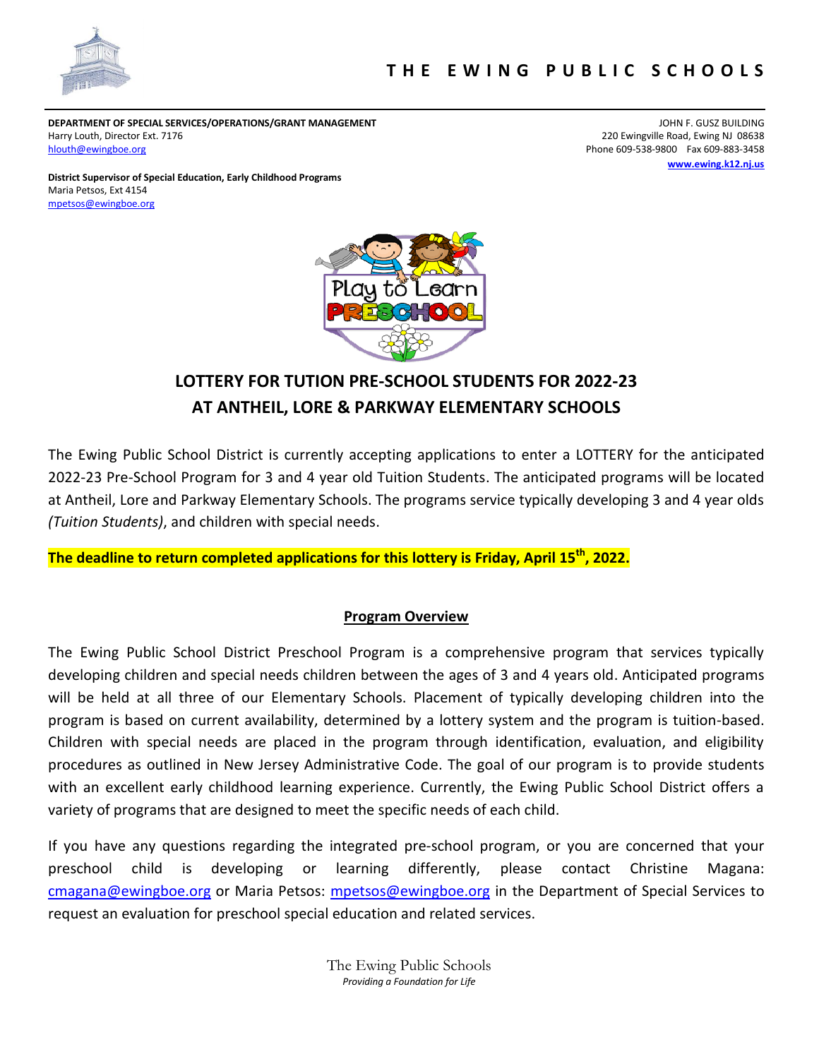# THE EWING PUBLIC SCHOOLS

**DEPARTMENT OF SPECIAL SERVICES/OPERATIONS/GRANT MANAGEMENT**
Harry Louth, Director Ext. 7176
hlouth@ewingboe.org

JOHN F. GUSZ BUILDING
220 Ewingville Road, Ewing NJ 08638
Phone 609-538-9800 Fax 609-883-3458
**www.ewing.k12.nj.us**

**District Supervisor of Special Education, Early Childhood Programs**
Maria Petsos, Ext 4154
mpetsos@ewingboe.org

## LOTTERY FOR TUTION PRE-SCHOOL STUDENTS FOR 2022-23 AT ANTHEIL, LORE & PARKWAY ELEMENTARY SCHOOLS

The Ewing Public School District is currently accepting applications to enter a LOTTERY for the anticipated 2022-23 Pre-School Program for 3 and 4 year old Tuition Students. The anticipated programs will be located at Antheil, Lore and Parkway Elementary Schools. The programs service typically developing 3 and 4 year olds *(Tuition Students)*, and children with special needs.

**The deadline to return completed applications for this lottery is Friday, April 15th, 2022.**

### Program Overview

The Ewing Public School District Preschool Program is a comprehensive program that services typically developing children and special needs children between the ages of 3 and 4 years old. Anticipated programs will be held at all three of our Elementary Schools. Placement of typically developing children into the program is based on current availability, determined by a lottery system and the program is tuition-based. Children with special needs are placed in the program through identification, evaluation, and eligibility procedures as outlined in New Jersey Administrative Code. The goal of our program is to provide students with an excellent early childhood learning experience. Currently, the Ewing Public School District offers a variety of programs that are designed to meet the specific needs of each child.

If you have any questions regarding the integrated pre-school program, or you are concerned that your preschool child is developing or learning differently, please contact Christine Magana: cmagana@ewingboe.org or Maria Petsos: mpetsos@ewingboe.org in the Department of Special Services to request an evaluation for preschool special education and related services.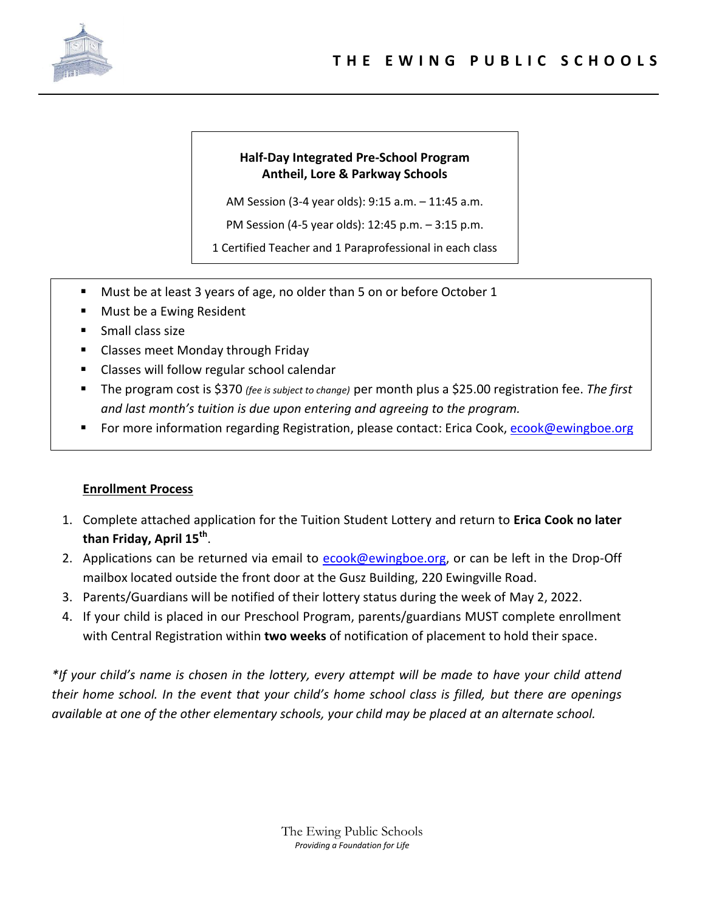# THE EWING PUBLIC SCHOOLS

**Half-Day Integrated Pre-School Program**
**Antheil, Lore & Parkway Schools**

AM Session (3-4 year olds): 9:15 a.m. – 11:45 a.m.

PM Session (4-5 year olds): 12:45 p.m. – 3:15 p.m.

1 Certified Teacher and 1 Paraprofessional in each class

- Must be at least 3 years of age, no older than 5 on or before October 1
- Must be a Ewing Resident
- Small class size
- Classes meet Monday through Friday
- Classes will follow regular school calendar
- The program cost is $370 *(fee is subject to change)* per month plus a $25.00 registration fee. *The first and last month's tuition is due upon entering and agreeing to the program.*
- For more information regarding Registration, please contact: Erica Cook, ecook@ewingboe.org

**Enrollment Process**

1. Complete attached application for the Tuition Student Lottery and return to **Erica Cook no later than Friday, April 15th**.
2. Applications can be returned via email to ecook@ewingboe.org, or can be left in the Drop-Off mailbox located outside the front door at the Gusz Building, 220 Ewingville Road.
3. Parents/Guardians will be notified of their lottery status during the week of May 2, 2022.
4. If your child is placed in our Preschool Program, parents/guardians MUST complete enrollment with Central Registration within **two weeks** of notification of placement to hold their space.

*\*If your child's name is chosen in the lottery, every attempt will be made to have your child attend their home school. In the event that your child's home school class is filled, but there are openings available at one of the other elementary schools, your child may be placed at an alternate school.*

The Ewing Public Schools
*Providing a Foundation for Life*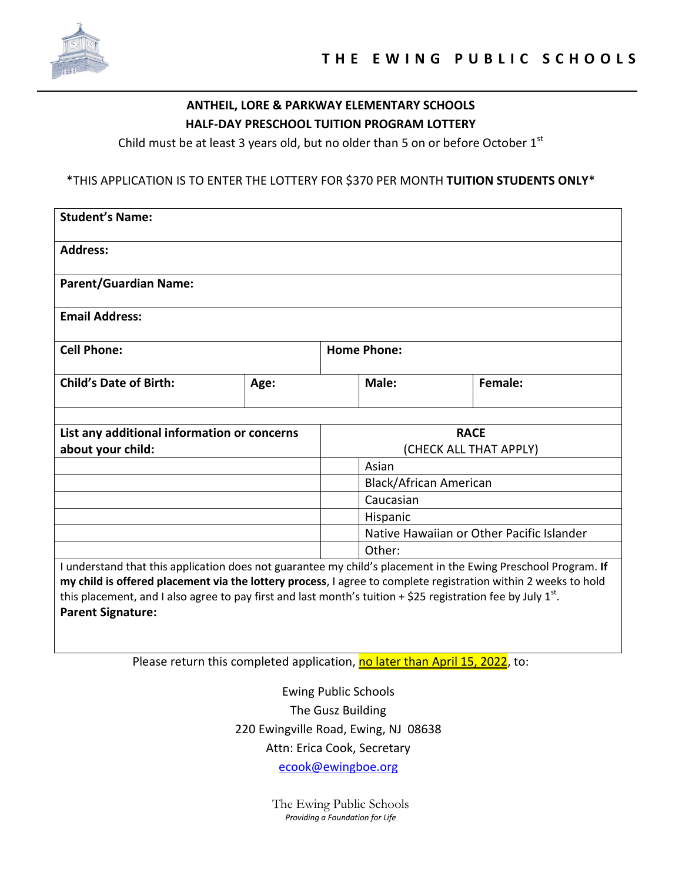**THE EWING PUBLIC SCHOOLS**

**ANTHEIL, LORE & PARKWAY ELEMENTARY SCHOOLS**

**HALF-DAY PRESCHOOL TUITION PROGRAM LOTTERY**

Child must be at least 3 years old, but no older than 5 on or before October 1st

*THIS APPLICATION IS TO ENTER THE LOTTERY FOR $370 PER MONTH **TUITION STUDENTS ONLY***

| | | | |
|---|---|---|---|
| **Student's Name:** | | | |
| **Address:** | | | |
| **Parent/Guardian Name:** | | | |
| **Email Address:** | | | |
| **Cell Phone:** | **Home Phone:** | | |
| **Child's Date of Birth:** | **Age:** | **Male:** | **Female:** |

| | | |
|---|---|---|
| **List any additional information or concerns about your child:** | **RACE** (CHECK ALL THAT APPLY) | |
| | | Asian |
| | | Black/African American |
| | | Caucasian |
| | | Hispanic |
| | | Native Hawaiian or Other Pacific Islander |
| | | Other: |

I understand that this application does not guarantee my child's placement in the Ewing Preschool Program. **If my child is offered placement via the lottery process**, I agree to complete registration within 2 weeks to hold this placement, and I also agree to pay first and last month's tuition + $25 registration fee by July 1st.

**Parent Signature:**

Please return this completed application, no later than April 15, 2022, to:

Ewing Public Schools
The Gusz Building
220 Ewingville Road, Ewing, NJ 08638
Attn: Erica Cook, Secretary
ecook@ewingboe.org

The Ewing Public Schools
*Providing a Foundation for Life*